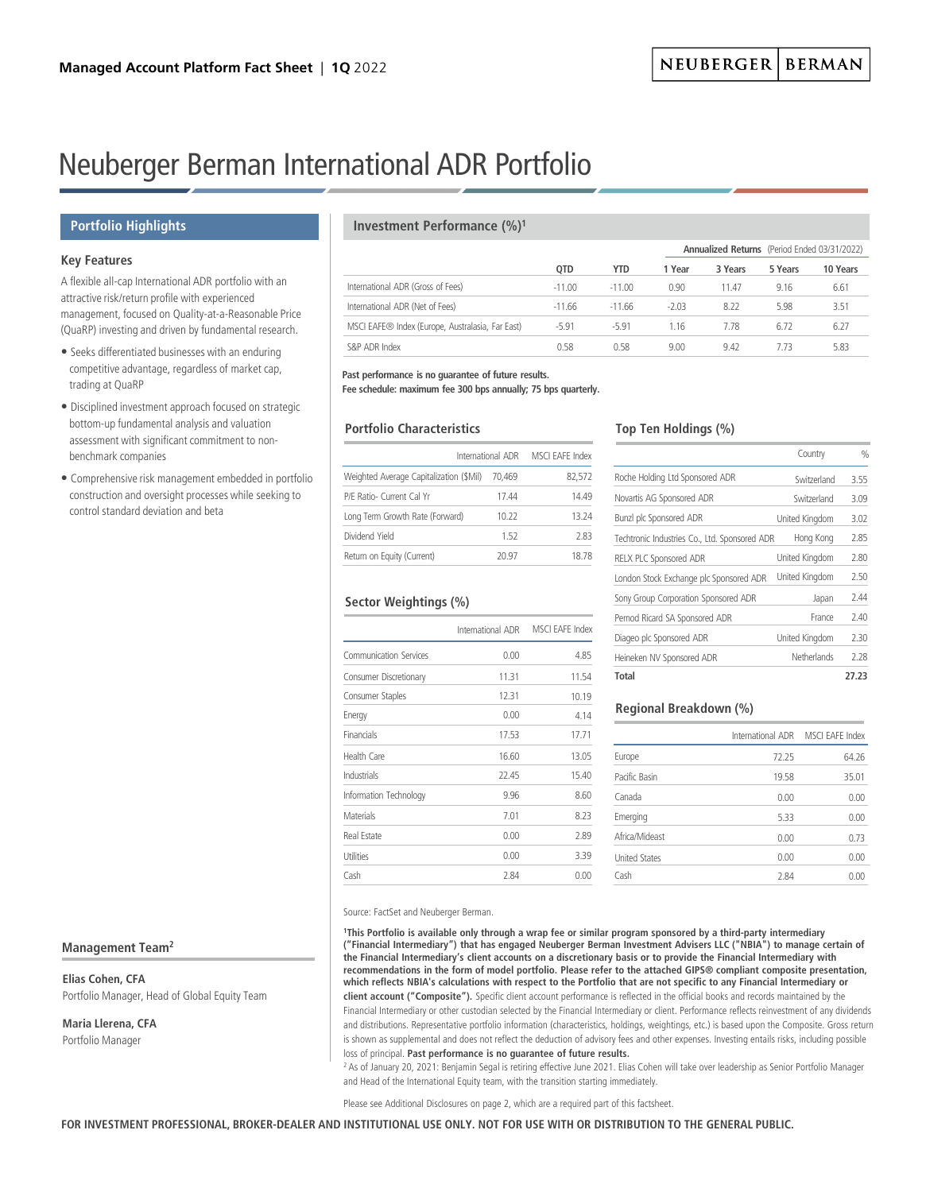**Managed Account Platform Fact Sheet** | **1Q** 2022

NEUBERGER | BERMAN

# Neuberger Berman International ADR Portfolio

## Portfolio Highlights

### Key Features

A flexible all-cap International ADR portfolio with an attractive risk/return profile with experienced management, focused on Quality-at-a-Reasonable Price (QuaRP) investing and driven by fundamental research.

- Seeks differentiated businesses with an enduring competitive advantage, regardless of market cap, trading at QuaRP
- Disciplined investment approach focused on strategic bottom-up fundamental analysis and valuation assessment with significant commitment to non-benchmark companies
- Comprehensive risk management embedded in portfolio construction and oversight processes while seeking to control standard deviation and beta

## Investment Performance (%)[1]

| | QTD | YTD | Annualized Returns (Period Ended 03/31/2022) 1 Year | 3 Years | 5 Years | 10 Years |
|---|---|---|---|---|---|---|
| International ADR (Gross of Fees) | -11.00 | -11.00 | 0.90 | 11.47 | 9.16 | 6.61 |
| International ADR (Net of Fees) | -11.66 | -11.66 | -2.03 | 8.22 | 5.98 | 3.51 |
| MSCI EAFE® Index (Europe, Australasia, Far East) | -5.91 | -5.91 | 1.16 | 7.78 | 6.72 | 6.27 |
| S&P ADR Index | 0.58 | 0.58 | 9.00 | 9.42 | 7.73 | 5.83 |

**Past performance is no guarantee of future results.**
**Fee schedule: maximum fee 300 bps annually; 75 bps quarterly.**

### Portfolio Characteristics

| | International ADR | MSCI EAFE Index |
|---|---|---|
| Weighted Average Capitalization ($Mil) | 70,469 | 82,572 |
| P/E Ratio- Current Cal Yr | 17.44 | 14.49 |
| Long Term Growth Rate (Forward) | 10.22 | 13.24 |
| Dividend Yield | 1.52 | 2.83 |
| Return on Equity (Current) | 20.97 | 18.78 |

### Top Ten Holdings (%)

| | Country | % |
|---|---|---|
| Roche Holding Ltd Sponsored ADR | Switzerland | 3.55 |
| Novartis AG Sponsored ADR | Switzerland | 3.09 |
| Bunzl plc Sponsored ADR | United Kingdom | 3.02 |
| Techtronic Industries Co., Ltd. Sponsored ADR | Hong Kong | 2.85 |
| RELX PLC Sponsored ADR | United Kingdom | 2.80 |
| London Stock Exchange plc Sponsored ADR | United Kingdom | 2.50 |
| Sony Group Corporation Sponsored ADR | Japan | 2.44 |
| Pernod Ricard SA Sponsored ADR | France | 2.40 |
| Diageo plc Sponsored ADR | United Kingdom | 2.30 |
| Heineken NV Sponsored ADR | Netherlands | 2.28 |
| **Total** | | **27.23** |

### Sector Weightings (%)

| | International ADR | MSCI EAFE Index |
|---|---|---|
| Communication Services | 0.00 | 4.85 |
| Consumer Discretionary | 11.31 | 11.54 |
| Consumer Staples | 12.31 | 10.19 |
| Energy | 0.00 | 4.14 |
| Financials | 17.53 | 17.71 |
| Health Care | 16.60 | 13.05 |
| Industrials | 22.45 | 15.40 |
| Information Technology | 9.96 | 8.60 |
| Materials | 7.01 | 8.23 |
| Real Estate | 0.00 | 2.89 |
| Utilities | 0.00 | 3.39 |
| Cash | 2.84 | 0.00 |

### Regional Breakdown (%)

| | International ADR | MSCI EAFE Index |
|---|---|---|
| Europe | 72.25 | 64.26 |
| Pacific Basin | 19.58 | 35.01 |
| Canada | 0.00 | 0.00 |
| Emerging | 5.33 | 0.00 |
| Africa/Mideast | 0.00 | 0.73 |
| United States | 0.00 | 0.00 |
| Cash | 2.84 | 0.00 |

Source: FactSet and Neuberger Berman.

### Management Team[2]

**Elias Cohen, CFA**
Portfolio Manager, Head of Global Equity Team

**Maria Llerena, CFA**
Portfolio Manager

[1]**This Portfolio is available only through a wrap fee or similar program sponsored by a third-party intermediary ("Financial Intermediary") that has engaged Neuberger Berman Investment Advisers LLC ("NBIA") to manage certain of the Financial Intermediary's client accounts on a discretionary basis or to provide the Financial Intermediary with recommendations in the form of model portfolio. Please refer to the attached GIPS® compliant composite presentation, which reflects NBIA's calculations with respect to the Portfolio that are not specific to any Financial Intermediary or client account ("Composite").** Specific client account performance is reflected in the official books and records maintained by the Financial Intermediary or other custodian selected by the Financial Intermediary or client. Performance reflects reinvestment of any dividends and distributions. Representative portfolio information (characteristics, holdings, weightings, etc.) is based upon the Composite. Gross return is shown as supplemental and does not reflect the deduction of advisory fees and other expenses. Investing entails risks, including possible loss of principal. **Past performance is no guarantee of future results.**

[2] As of January 20, 2021: Benjamin Segal is retiring effective June 2021. Elias Cohen will take over leadership as Senior Portfolio Manager and Head of the International Equity team, with the transition starting immediately.

Please see Additional Disclosures on page 2, which are a required part of this factsheet.

**FOR INVESTMENT PROFESSIONAL, BROKER-DEALER AND INSTITUTIONAL USE ONLY. NOT FOR USE WITH OR DISTRIBUTION TO THE GENERAL PUBLIC.**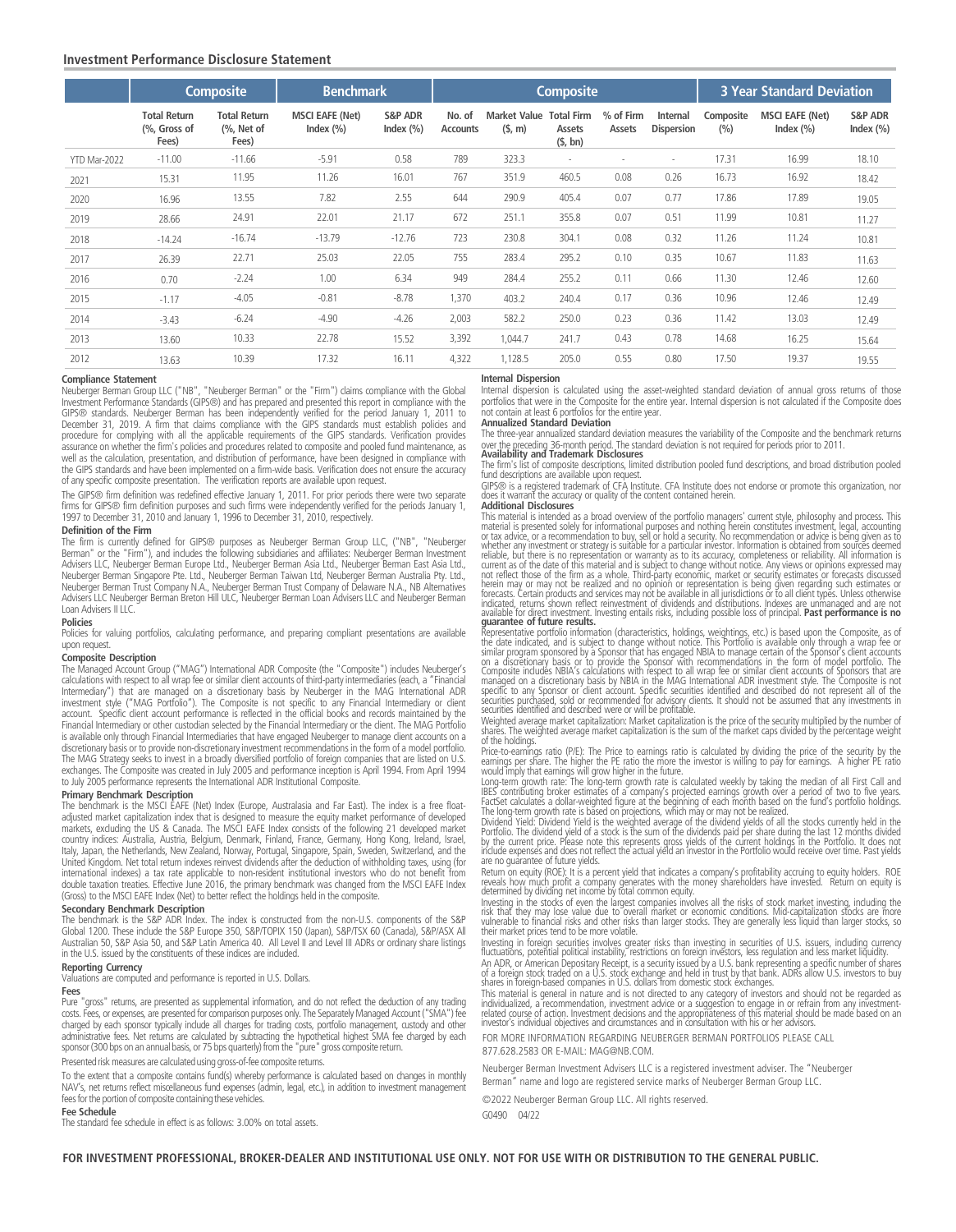## Investment Performance Disclosure Statement

| | Composite | | Benchmark | | Composite | | | | | 3 Year Standard Deviation | | |
|---|---|---|---|---|---|---|---|---|---|---|---|---|
| | Total Return (%, Gross of Fees) | Total Return (%, Net of Fees) | MSCI EAFE (Net) Index (%) | S&P ADR Index (%) | No. of Accounts | Market Value ($, m) | Total Firm Assets ($, bn) | % of Firm Assets | Internal Dispersion | Composite (%) | MSCI EAFE (Net) Index (%) | S&P ADR Index (%) |
| YTD Mar-2022 | -11.00 | -11.66 | -5.91 | 0.58 | 789 | 323.3 | - | - | - | 17.31 | 16.99 | 18.10 |
| 2021 | 15.31 | 11.95 | 11.26 | 16.01 | 767 | 351.9 | 460.5 | 0.08 | 0.26 | 16.73 | 16.92 | 18.42 |
| 2020 | 16.96 | 13.55 | 7.82 | 2.55 | 644 | 290.9 | 405.4 | 0.07 | 0.77 | 17.86 | 17.89 | 19.05 |
| 2019 | 28.66 | 24.91 | 22.01 | 21.17 | 672 | 251.1 | 355.8 | 0.07 | 0.51 | 11.99 | 10.81 | 11.27 |
| 2018 | -14.24 | -16.74 | -13.79 | -12.76 | 723 | 230.8 | 304.1 | 0.08 | 0.32 | 11.26 | 11.24 | 10.81 |
| 2017 | 26.39 | 22.71 | 25.03 | 22.05 | 755 | 283.4 | 295.2 | 0.10 | 0.35 | 10.67 | 11.83 | 11.63 |
| 2016 | 0.70 | -2.24 | 1.00 | 6.34 | 949 | 284.4 | 255.2 | 0.11 | 0.66 | 11.30 | 12.46 | 12.60 |
| 2015 | -1.17 | -4.05 | -0.81 | -8.78 | 1,370 | 403.2 | 240.4 | 0.17 | 0.36 | 10.96 | 12.46 | 12.49 |
| 2014 | -3.43 | -6.24 | -4.90 | -4.26 | 2,003 | 582.2 | 250.0 | 0.23 | 0.36 | 11.42 | 13.03 | 12.49 |
| 2013 | 13.60 | 10.33 | 22.78 | 15.52 | 3,392 | 1,044.7 | 241.7 | 0.43 | 0.78 | 14.68 | 16.25 | 15.64 |
| 2012 | 13.63 | 10.39 | 17.32 | 16.11 | 4,322 | 1,128.5 | 205.0 | 0.55 | 0.80 | 17.50 | 19.37 | 19.55 |

**Compliance Statement**

Neuberger Berman Group LLC ("NB", "Neuberger Berman" or the "Firm") claims compliance with the Global Investment Performance Standards (GIPS®) and has prepared and presented this report in compliance with the GIPS® standards. Neuberger Berman has been independently verified for the period January 1, 2011 to December 31, 2019. A firm that claims compliance with the GIPS standards must establish policies and procedure for complying with all the applicable requirements of the GIPS standards. Verification provides assurance on whether the firm's policies and procedures related to composite and pooled fund maintenance, as well as the calculation, presentation, and distribution of performance, have been designed in compliance with the GIPS standards and have been implemented on a firm-wide basis. Verification does not ensure the accuracy of any specific composite presentation. The verification reports are available upon request.

The GIPS® firm definition was redefined effective January 1, 2011. For prior periods there were two separate firms for GIPS® firm definition purposes and such firms were independently verified for the periods January 1, 1997 to December 31, 2010 and January 1, 1996 to December 31, 2010, respectively.

**Definition of the Firm**

The firm is currently defined for GIPS® purposes as Neuberger Berman Group LLC, ("NB", "Neuberger Berman" or the "Firm"), and includes the following subsidiaries and affiliates: Neuberger Berman Investment Advisers LLC, Neuberger Berman Europe Ltd., Neuberger Berman Asia Ltd., Neuberger Berman East Asia Ltd., Neuberger Berman Singapore Pte. Ltd., Neuberger Berman Taiwan Ltd, Neuberger Berman Australia Pty. Ltd., Neuberger Berman Trust Company N.A., Neuberger Berman Trust Company of Delaware N.A., NB Alternatives Advisers LLC Neuberger Berman Breton Hill ULC, Neuberger Berman Loan Advisers LLC and Neuberger Berman Loan Advisers II LLC.

**Policies**

Policies for valuing portfolios, calculating performance, and preparing compliant presentations are available upon request.

**Composite Description**

The Managed Account Group ("MAG") International ADR Composite (the "Composite") includes Neuberger's calculations with respect to all wrap fee or similar client accounts of third-party intermediaries (each, a "Financial Intermediary") that are managed on a discretionary basis by Neuberger in the MAG International ADR investment style ("MAG Portfolio"). The Composite is not specific to any Financial Intermediary or client account. Specific client account performance is reflected in the official books and records maintained by the Financial Intermediary or other custodian selected by the Financial Intermediary or the client. The MAG Portfolio is available only through Financial Intermediaries that have engaged Neuberger to manage client accounts on a discretionary basis or to provide non-discretionary investment recommendations in the form of a model portfolio. The MAG Strategy seeks to invest in a broadly diversified portfolio of foreign companies that are listed on U.S. exchanges. The Composite was created in July 2005 and performance inception is April 1994. From April 1994 to July 2005 performance represents the International ADR Institutional Composite.

**Primary Benchmark Description**

The benchmark is the MSCI EAFE (Net) Index (Europe, Australasia and Far East). The index is a free float-adjusted market capitalization index that is designed to measure the equity market performance of developed markets, excluding the US & Canada. The MSCI EAFE Index consists of the following 21 developed market country indices: Australia, Austria, Belgium, Denmark, Finland, France, Germany, Hong Kong, Ireland, Israel, Italy, Japan, the Netherlands, New Zealand, Norway, Portugal, Singapore, Spain, Sweden, Switzerland, and the United Kingdom. Net total return indexes reinvest dividends after the deduction of withholding taxes, using (for international indexes) a tax rate applicable to non-resident institutional investors who do not benefit from double taxation treaties. Effective June 2016, the primary benchmark was changed from the MSCI EAFE Index (Gross) to the MSCI EAFE Index (Net) to better reflect the holdings held in the composite.

**Secondary Benchmark Description**

The benchmark is the S&P ADR Index. The index is constructed from the non-U.S. components of the S&P Global 1200. These include the S&P Europe 350, S&P/TOPIX 150 (Japan), S&P/TSX 60 (Canada), S&P/ASX All Australian 50, S&P Asia 50, and S&P Latin America 40. All Level II and Level III ADRs or ordinary share listings in the U.S. issued by the constituents of these indices are included.

**Reporting Currency**

Valuations are computed and performance is reported in U.S. Dollars.

**Fees**

Pure "gross" returns, are presented as supplemental information, and do not reflect the deduction of any trading costs. Fees, or expenses, are presented for comparison purposes only. The Separately Managed Account ("SMA") fee charged by each sponsor typically include all charges for trading costs, portfolio management, custody and other administrative fees. Net returns are calculated by subtracting the hypothetical highest SMA fee charged by each sponsor (300 bps on an annual basis, or 75 bps quarterly) from the "pure" gross composite return.

Presented risk measures are calculated using gross-of-fee composite returns.

To the extent that a composite contains fund(s) whereby performance is calculated based on changes in monthly NAV's, net returns reflect miscellaneous fund expenses (admin, legal, etc.), in addition to investment management fees for the portion of composite containing these vehicles.

**Fee Schedule**

The standard fee schedule in effect is as follows: 3.00% on total assets.

**Internal Dispersion**

Internal dispersion is calculated using the asset-weighted standard deviation of annual gross returns of those portfolios that were in the Composite for the entire year. Internal dispersion is not calculated if the Composite does not contain at least 6 portfolios for the entire year.

**Annualized Standard Deviation**

The three-year annualized standard deviation measures the variability of the Composite and the benchmark returns over the preceding 36-month period. The standard deviation is not required for periods prior to 2011.

**Availability and Trademark Disclosures**

The firm's list of composite descriptions, limited distribution pooled fund descriptions, and broad distribution pooled fund descriptions are available upon request.

GIPS® is a registered trademark of CFA Institute. CFA Institute does not endorse or promote this organization, nor does it warrant the accuracy or quality of the content contained herein.

**Additional Disclosures**

This material is intended as a broad overview of the portfolio managers' current style, philosophy and process. This material is presented solely for informational purposes and nothing herein constitutes investment, legal, accounting or tax advice, or a recommendation to buy, sell or hold a security. No recommendation or advice is being given as to whether any investment or strategy is suitable for a particular investor. Information is obtained from sources deemed reliable, but there is no representation or warranty as to its accuracy, completeness or reliability. All information is current as of the date of this material and is subject to change without notice. Any views or opinions expressed may not reflect those of the firm as a whole. Third-party economic, market or security estimates or forecasts discussed herein may or may not be realized and no opinion or representation is being given regarding such estimates or forecasts. Certain products and services may not be available in all jurisdictions or to all client types. Unless otherwise indicated, returns shown reflect reinvestment of dividends and distributions. Indexes are unmanaged and are not available for direct investment. Investing entails risks, including possible loss of principal. **Past performance is no guarantee of future results.**

Representative portfolio information (characteristics, holdings, weightings, etc.) is based upon the Composite, as of the date indicated, and is subject to change without notice. This Portfolio is available only through a wrap fee or similar program sponsored by a Sponsor that has engaged NBIA to manage certain of the Sponsor's client accounts on a discretionary basis or to provide the Sponsor with recommendations in the form of model portfolio. The Composite includes NBIA's calculations with respect to all wrap fee or similar client accounts of Sponsors that are managed on a discretionary basis by NBIA in the MAG International ADR investment style. The Composite is not specific to any Sponsor or client account. Specific securities identified and described do not represent all of the securities purchased, sold or recommended for advisory clients. It should not be assumed that any investments in securities identified and described were or will be profitable.

Weighted average market capitalization: Market capitalization is the price of the security multiplied by the number of shares. The weighted average market capitalization is the sum of the market caps divided by the percentage weight of the holdings.

Price-to-earnings ratio (P/E): The Price to earnings ratio is calculated by dividing the price of the security by the earnings per share. The higher the PE ratio the more the investor is willing to pay for earnings. A higher PE ratio would imply that earnings will grow higher in the future.

Long-term growth rate: The long-term growth rate is calculated weekly by taking the median of all First Call and IBES contributing broker estimates of a company's projected earnings growth over a period of two to five years. FactSet calculates a dollar-weighted figure at the beginning of each month based on the fund's portfolio holdings. The long-term growth rate is based on projections, which may or may not be realized.

Dividend Yield: Dividend Yield is the weighted average of the dividend yields of all the stocks currently held in the Portfolio. The dividend yield of a stock is the sum of the dividends paid per share during the last 12 months divided by the current price. Please note this represents gross yields of the current holdings in the Portfolio. It does not include expenses and does not reflect the actual yield an investor in the Portfolio would receive over time. Past yields are no guarantee of future yields.

Return on equity (ROE): It is a percent yield that indicates a company's profitability accruing to equity holders. ROE reveals how much profit a company generates with the money shareholders have invested. Return on equity is determined by dividing net income by total common equity.

Investing in the stocks of even the largest companies involves all the risks of stock market investing, including the risk that they may lose value due to overall market or economic conditions. Mid-capitalization stocks are more vulnerable to financial risks and other risks than larger stocks. They are generally less liquid than larger stocks, so their market prices tend to be more volatile.

Investing in foreign securities involves greater risks than investing in securities of U.S. issuers, including currency fluctuations, potential political instability, restrictions on foreign investors, less regulation and less market liquidity.

An ADR, or American Depositary Receipt, is a security issued by a U.S. bank representing a specific number of shares of a foreign stock traded on a U.S. stock exchange and held in trust by that bank. ADRs allow U.S. investors to buy shares in foreign-based companies in U.S. dollars from domestic stock exchanges.

This material is general in nature and is not directed to any category of investors and should not be regarded as individualized, a recommendation, investment advice or a suggestion to engage in or refrain from any investment-related course of action. Investment decisions and the appropriateness of this material should be made based on an investor's individual objectives and circumstances and in consultation with his or her advisors.

FOR MORE INFORMATION REGARDING NEUBERGER BERMAN PORTFOLIOS PLEASE CALL 877.628.2583 OR E-MAIL: MAG@NB.COM.

Neuberger Berman Investment Advisers LLC is a registered investment adviser. The "Neuberger Berman" name and logo are registered service marks of Neuberger Berman Group LLC.

©2022 Neuberger Berman Group LLC. All rights reserved.

G0490 04/22

**FOR INVESTMENT PROFESSIONAL, BROKER-DEALER AND INSTITUTIONAL USE ONLY. NOT FOR USE WITH OR DISTRIBUTION TO THE GENERAL PUBLIC.**